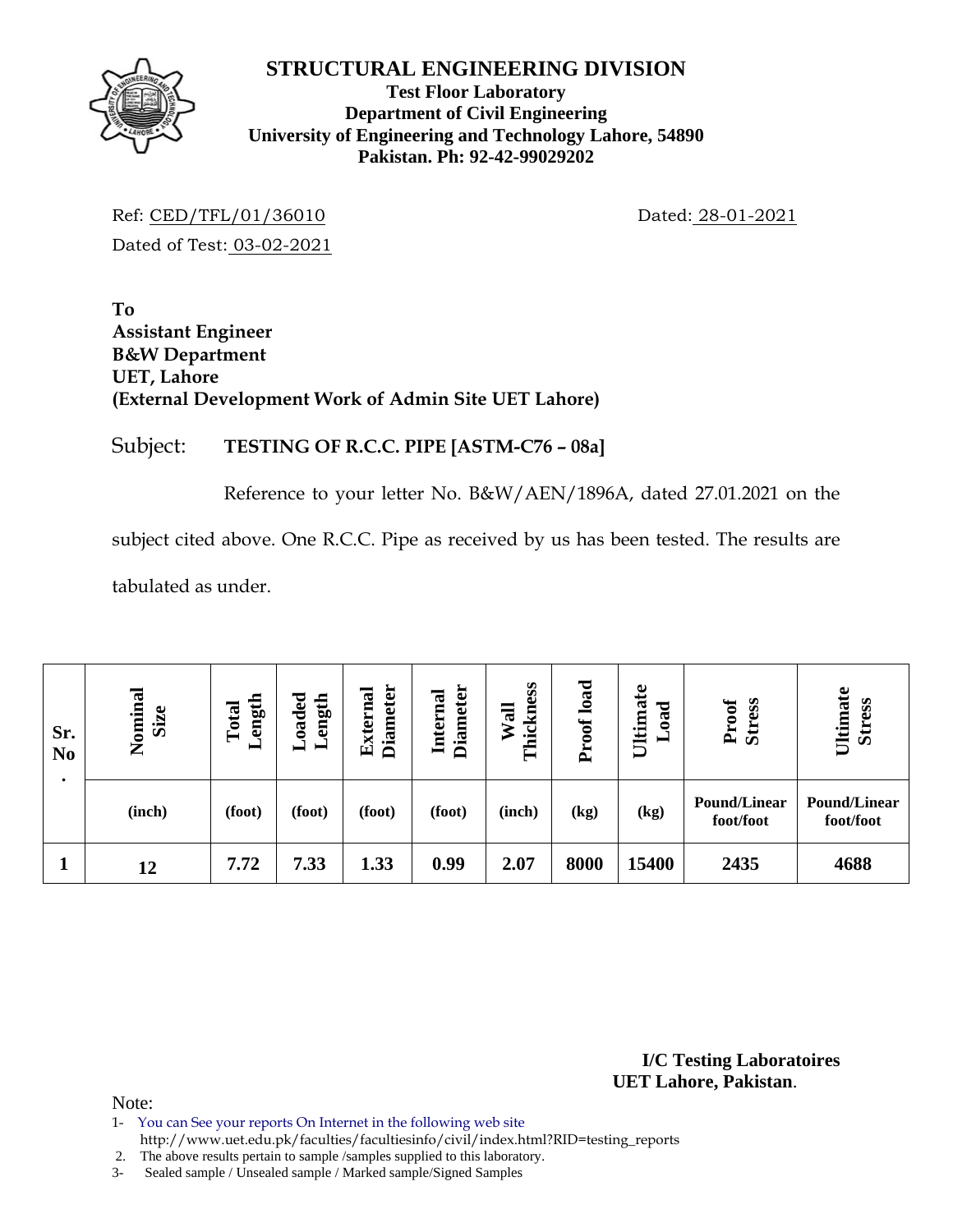# STRUCTURAL ENGINEERING DIVISION

**Test Floor Laboratory**
**Department of Civil Engineering**
**University of Engineering and Technology Lahore, 54890**
**Pakistan. Ph: 92-42-99029202**

Ref: CED/TFL/01/36010 Dated: 28-01-2021

Dated of Test: 03-02-2021

**To**
**Assistant Engineer**
**B&W Department**
**UET, Lahore**
**(External Development Work of Admin Site UET Lahore)**

Subject: **TESTING OF R.C.C. PIPE [ASTM-C76 – 08a]**

Reference to your letter No. B&W/AEN/1896A, dated 27.01.2021 on the subject cited above. One R.C.C. Pipe as received by us has been tested. The results are tabulated as under.

| Sr. No. | Nominal Size | Total Length | Loaded Length | External Diameter | Internal Diameter | Wall Thickness | Proof load | Ultimate Load | Proof Stress | Ultimate Stress |
|---|---|---|---|---|---|---|---|---|---|---|
| | (inch) | (foot) | (foot) | (foot) | (foot) | (inch) | (kg) | (kg) | Pound/Linear foot/foot | Pound/Linear foot/foot |
| 1 | 12 | 7.72 | 7.33 | 1.33 | 0.99 | 2.07 | 8000 | 15400 | 2435 | 4688 |

**I/C Testing Laboratoires**
**UET Lahore, Pakistan**.

Note:

1- You can See your reports On Internet in the following web site
http://www.uet.edu.pk/faculties/facultiesinfo/civil/index.html?RID=testing_reports

2. The above results pertain to sample /samples supplied to this laboratory.

3- Sealed sample / Unsealed sample / Marked sample/Signed Samples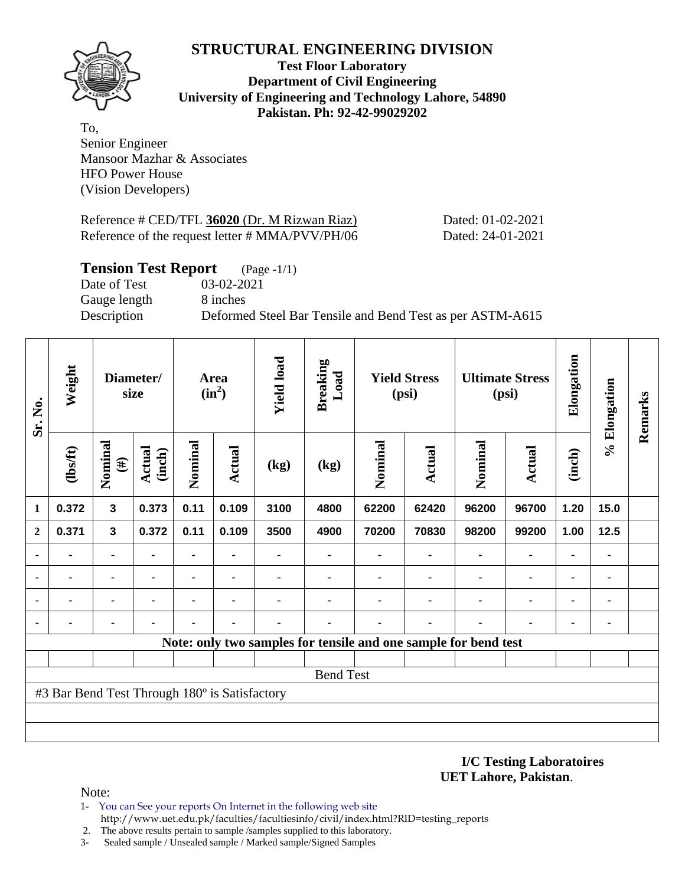# STRUCTURAL ENGINEERING DIVISION

**Test Floor Laboratory**
**Department of Civil Engineering**
**University of Engineering and Technology Lahore, 54890**
**Pakistan. Ph: 92-42-99029202**

To,
Senior Engineer
Mansoor Mazhar & Associates
HFO Power House
(Vision Developers)

Reference # CED/TFL **36020** (Dr. M Rizwan Riaz) Dated: 01-02-2021
Reference of the request letter # MMA/PVV/PH/06 Dated: 24-01-2021

## Tension Test Report (Page -1/1)

Date of Test 03-02-2021
Gauge length 8 inches
Description Deformed Steel Bar Tensile and Bend Test as per ASTM-A615

| Sr. No. | Weight | Diameter/ size | | Area ($in^2$) | | Yield load | Breaking Load | Yield Stress (psi) | | Ultimate Stress (psi) | | Elongation | % Elongation | Remarks |
|---|---|---|---|---|---|---|---|---|---|---|---|---|---|---|
| | (lbs/ft) | Nominal (#) | Actual (inch) | Nominal | Actual | (kg) | (kg) | Nominal | Actual | Nominal | Actual | (inch) | | |
| 1 | 0.372 | 3 | 0.373 | 0.11 | 0.109 | 3100 | 4800 | 62200 | 62420 | 96200 | 96700 | 1.20 | 15.0 | |
| 2 | 0.371 | 3 | 0.372 | 0.11 | 0.109 | 3500 | 4900 | 70200 | 70830 | 98200 | 99200 | 1.00 | 12.5 | |
| - | - | - | - | - | - | - | - | - | - | - | - | - | - | |
| - | - | - | - | - | - | - | - | - | - | - | - | - | - | |
| - | - | - | - | - | - | - | - | - | - | - | - | - | - | |
| - | - | - | - | - | - | - | - | - | - | - | - | - | - | |
| **Note: only two samples for tensile and one sample for bend test** | | | | | | | | | | | | | | |
| Bend Test | | | | | | | | | | | | | | |
| #3 Bar Bend Test Through 180º is Satisfactory | | | | | | | | | | | | | | |

**I/C Testing Laboratoires**
**UET Lahore, Pakistan**.

Note:

1- You can See your reports On Internet in the following web site
http://www.uet.edu.pk/faculties/facultiesinfo/civil/index.html?RID=testing_reports
2. The above results pertain to sample /samples supplied to this laboratory.
3- Sealed sample / Unsealed sample / Marked sample/Signed Samples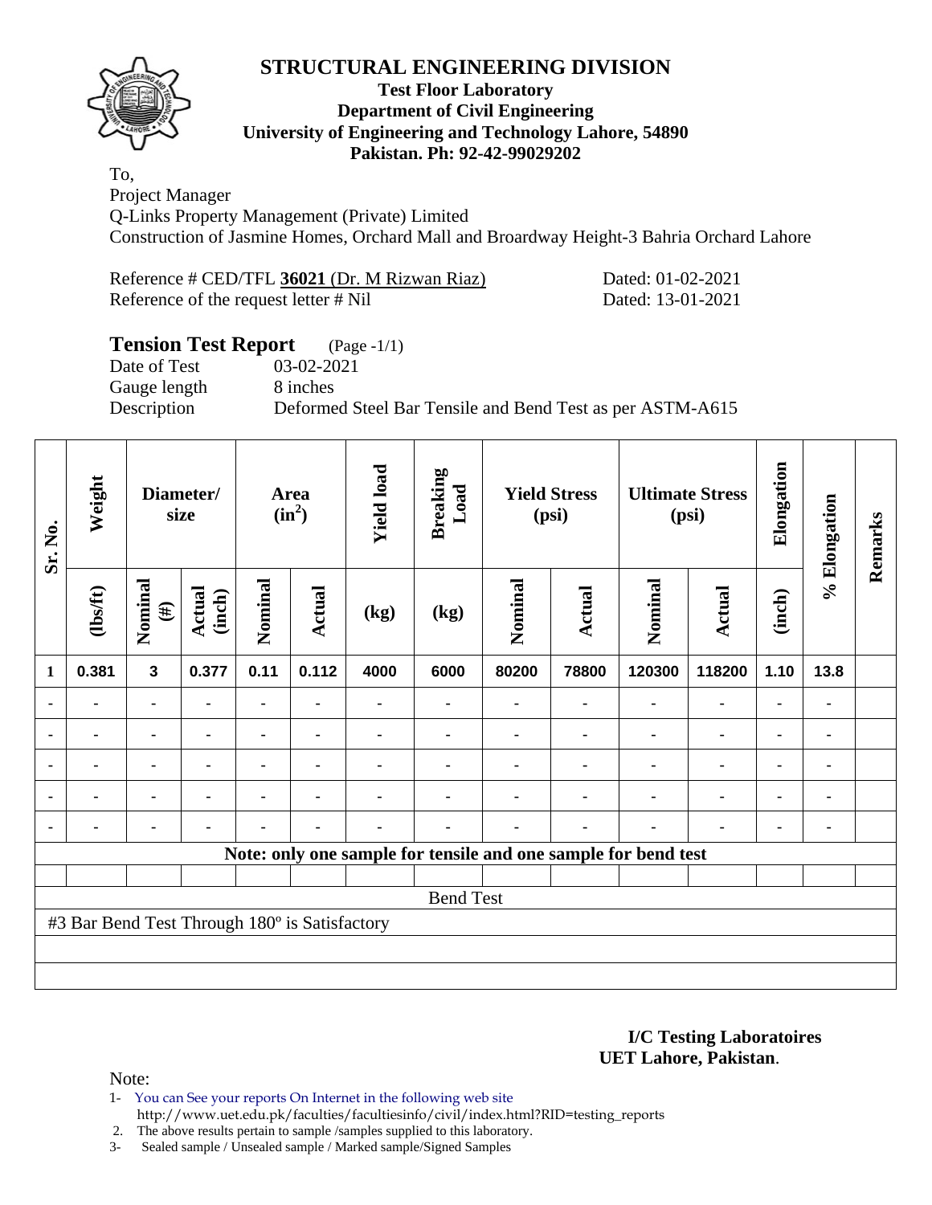# STRUCTURAL ENGINEERING DIVISION

**Test Floor Laboratory**
**Department of Civil Engineering**
**University of Engineering and Technology Lahore, 54890**
**Pakistan. Ph: 92-42-99029202**

To,
Project Manager
Q-Links Property Management (Private) Limited
Construction of Jasmine Homes, Orchard Mall and Broardway Height-3 Bahria Orchard Lahore

Reference # CED/TFL **36021** (Dr. M Rizwan Riaz) Dated: 01-02-2021
Reference of the request letter # Nil Dated: 13-01-2021

## Tension Test Report (Page -1/1)

Date of Test 03-02-2021
Gauge length 8 inches
Description Deformed Steel Bar Tensile and Bend Test as per ASTM-A615

| Sr. No. | Weight | Diameter/ size | | Area ($in^2$) | | Yield load | Breaking Load | Yield Stress (psi) | | Ultimate Stress (psi) | | Elongation | % Elongation | Remarks |
|---|---|---|---|---|---|---|---|---|---|---|---|---|---|---|
| | (lbs/ft) | Nominal (#) | Actual (inch) | Nominal | Actual | (kg) | (kg) | Nominal | Actual | Nominal | Actual | (inch) | | |
| 1 | 0.381 | 3 | 0.377 | 0.11 | 0.112 | 4000 | 6000 | 80200 | 78800 | 120300 | 118200 | 1.10 | 13.8 | |
| - | - | - | - | - | - | - | - | - | - | - | - | - | - | |
| - | - | - | - | - | - | - | - | - | - | - | - | - | - | |
| - | - | - | - | - | - | - | - | - | - | - | - | - | - | |
| - | - | - | - | - | - | - | - | - | - | - | - | - | - | |
| - | - | - | - | - | - | - | - | - | - | - | - | - | - | |
| Note: only one sample for tensile and one sample for bend test | | | | | | | | | | | | | | |
| | | | | | | | | | | | | | | |
| Bend Test | | | | | | | | | | | | | | |
| #3 Bar Bend Test Through 180º is Satisfactory | | | | | | | | | | | | | | |

**I/C Testing Laboratoires**
**UET Lahore, Pakistan**.

Note:

1- You can See your reports On Internet in the following web site
http://www.uet.edu.pk/faculties/facultiesinfo/civil/index.html?RID=testing_reports
2. The above results pertain to sample /samples supplied to this laboratory.
3- Sealed sample / Unsealed sample / Marked sample/Signed Samples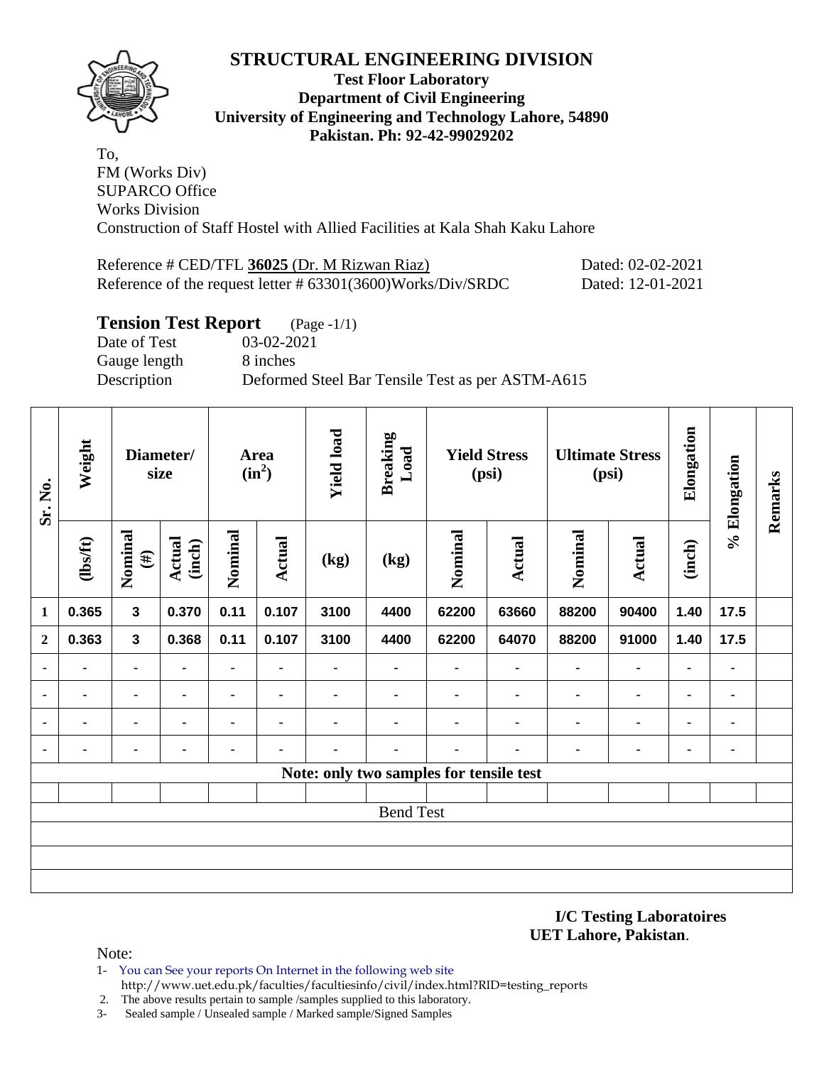# STRUCTURAL ENGINEERING DIVISION

**Test Floor Laboratory**
**Department of Civil Engineering**
**University of Engineering and Technology Lahore, 54890**
**Pakistan. Ph: 92-42-99029202**

To,
FM (Works Div)
SUPARCO Office
Works Division
Construction of Staff Hostel with Allied Facilities at Kala Shah Kaku Lahore

Reference # CED/TFL **36025** (Dr. M Rizwan Riaz) Dated: 02-02-2021
Reference of the request letter # 63301(3600)Works/Div/SRDC Dated: 12-01-2021

## Tension Test Report (Page -1/1)

Date of Test 03-02-2021
Gauge length 8 inches
Description Deformed Steel Bar Tensile Test as per ASTM-A615

| Sr. No. | Weight | Diameter/ size | | Area ($in^2$) | | Yield load | Breaking Load | Yield Stress (psi) | | Ultimate Stress (psi) | | Elongation | % Elongation | Remarks |
|---|---|---|---|---|---|---|---|---|---|---|---|---|---|---|
| | (lbs/ft) | Nominal (#) | Actual (inch) | Nominal | Actual | (kg) | (kg) | Nominal | Actual | Nominal | Actual | (inch) | | |
| 1 | 0.365 | 3 | 0.370 | 0.11 | 0.107 | 3100 | 4400 | 62200 | 63660 | 88200 | 90400 | 1.40 | 17.5 | |
| 2 | 0.363 | 3 | 0.368 | 0.11 | 0.107 | 3100 | 4400 | 62200 | 64070 | 88200 | 91000 | 1.40 | 17.5 | |
| - | - | - | - | - | - | - | - | - | - | - | - | - | - | |
| - | - | - | - | - | - | - | - | - | - | - | - | - | - | |
| - | - | - | - | - | - | - | - | - | - | - | - | - | - | |
| - | - | - | - | - | - | - | - | - | - | - | - | - | - | |
| Note: only two samples for tensile test | | | | | | | | | | | | | | |
| | | | | | | | | | | | | | | |
| Bend Test | | | | | | | | | | | | | | |
| | | | | | | | | | | | | | | |
| | | | | | | | | | | | | | | |
| | | | | | | | | | | | | | | |

**I/C Testing Laboratoires**
**UET Lahore, Pakistan**.

Note:

1- You can See your reports On Internet in the following web site
http://www.uet.edu.pk/faculties/facultiesinfo/civil/index.html?RID=testing_reports
2. The above results pertain to sample /samples supplied to this laboratory.
3- Sealed sample / Unsealed sample / Marked sample/Signed Samples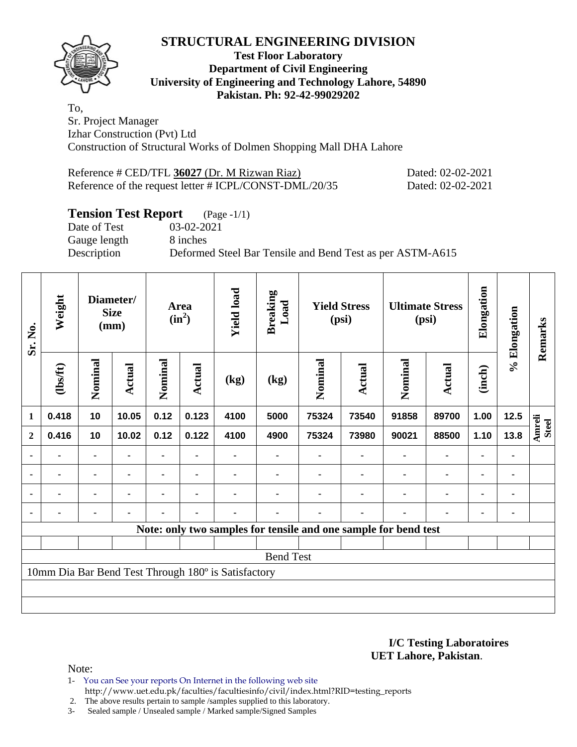# STRUCTURAL ENGINEERING DIVISION

**Test Floor Laboratory**
**Department of Civil Engineering**
**University of Engineering and Technology Lahore, 54890**
**Pakistan. Ph: 92-42-99029202**

To,
Sr. Project Manager
Izhar Construction (Pvt) Ltd
Construction of Structural Works of Dolmen Shopping Mall DHA Lahore

Reference # CED/TFL **36027** (Dr. M Rizwan Riaz) Dated: 02-02-2021
Reference of the request letter # ICPL/CONST-DML/20/35 Dated: 02-02-2021

## Tension Test Report (Page -1/1)

Date of Test 03-02-2021
Gauge length 8 inches
Description Deformed Steel Bar Tensile and Bend Test as per ASTM-A615

| Sr. No. | Weight | Diameter/ Size (mm) | | Area ($in^2$) | | Yield load | Breaking Load | Yield Stress (psi) | | Ultimate Stress (psi) | | Elongation | % Elongation | Remarks |
|---|---|---|---|---|---|---|---|---|---|---|---|---|---|---|
| | (lbs/ft) | Nominal | Actual | Nominal | Actual | (kg) | (kg) | Nominal | Actual | Nominal | Actual | (inch) | | |
| 1 | 0.418 | 10 | 10.05 | 0.12 | 0.123 | 4100 | 5000 | 75324 | 73540 | 91858 | 89700 | 1.00 | 12.5 | Amreli Steel |
| 2 | 0.416 | 10 | 10.02 | 0.12 | 0.122 | 4100 | 4900 | 75324 | 73980 | 90021 | 88500 | 1.10 | 13.8 | |
| - | - | - | - | - | - | - | - | - | - | - | - | - | - | |
| - | - | - | - | - | - | - | - | - | - | - | - | - | - | |
| - | - | - | - | - | - | - | - | - | - | - | - | - | - | |
| - | - | - | - | - | - | - | - | - | - | - | - | - | - | |

**Note: only two samples for tensile and one sample for bend test**

Bend Test

10mm Dia Bar Bend Test Through 180º is Satisfactory

**I/C Testing Laboratoires**
**UET Lahore, Pakistan**.

Note:
1- You can See your reports On Internet in the following web site
http://www.uet.edu.pk/faculties/facultiesinfo/civil/index.html?RID=testing_reports
2. The above results pertain to sample /samples supplied to this laboratory.
3- Sealed sample / Unsealed sample / Marked sample/Signed Samples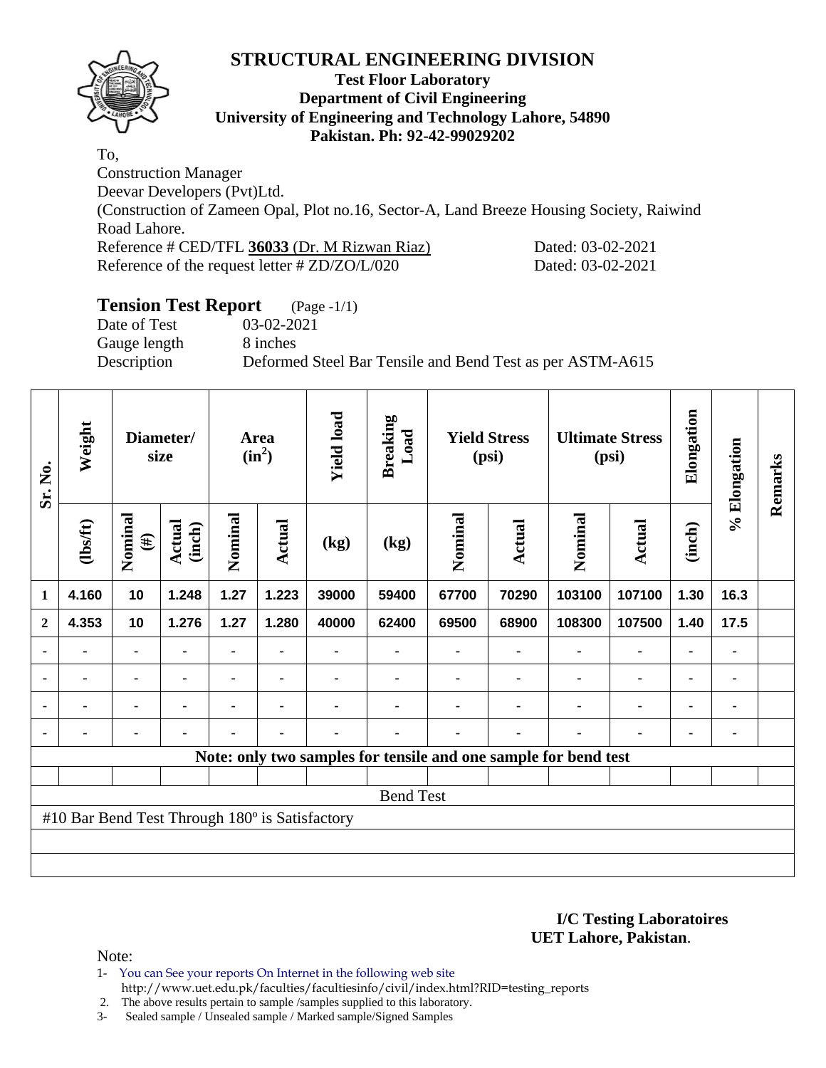# STRUCTURAL ENGINEERING DIVISION

**Test Floor Laboratory**
**Department of Civil Engineering**
**University of Engineering and Technology Lahore, 54890**
**Pakistan. Ph: 92-42-99029202**

To,
Construction Manager
Deevar Developers (Pvt)Ltd.
(Construction of Zameen Opal, Plot no.16, Sector-A, Land Breeze Housing Society, Raiwind Road Lahore.
Reference # CED/TFL **36033** (Dr. M Rizwan Riaz) Dated: 03-02-2021
Reference of the request letter # ZD/ZO/L/020 Dated: 03-02-2021

## Tension Test Report (Page -1/1)

Date of Test 03-02-2021
Gauge length 8 inches
Description Deformed Steel Bar Tensile and Bend Test as per ASTM-A615

| Sr. No. | Weight | Diameter/ size | | Area ($in^2$) | | Yield load | Breaking Load | Yield Stress (psi) | | Ultimate Stress (psi) | | Elongation | % Elongation | Remarks |
|---|---|---|---|---|---|---|---|---|---|---|---|---|---|---|
| | (lbs/ft) | Nominal (#) | Actual (inch) | Nominal | Actual | (kg) | (kg) | Nominal | Actual | Nominal | Actual | (inch) | | |
| 1 | 4.160 | 10 | 1.248 | 1.27 | 1.223 | 39000 | 59400 | 67700 | 70290 | 103100 | 107100 | 1.30 | 16.3 | |
| 2 | 4.353 | 10 | 1.276 | 1.27 | 1.280 | 40000 | 62400 | 69500 | 68900 | 108300 | 107500 | 1.40 | 17.5 | |
| - | - | - | - | - | - | - | - | - | - | - | - | - | - | |
| - | - | - | - | - | - | - | - | - | - | - | - | - | - | |
| - | - | - | - | - | - | - | - | - | - | - | - | - | - | |
| - | - | - | - | - | - | - | - | - | - | - | - | - | - | |
| Note: only two samples for tensile and one sample for bend test | | | | | | | | | | | | | | |
| | | | | | | | | | | | | | | |
| Bend Test | | | | | | | | | | | | | | |
| #10 Bar Bend Test Through 180º is Satisfactory | | | | | | | | | | | | | | |

**I/C Testing Laboratoires**
**UET Lahore, Pakistan**.

Note:
1- You can See your reports On Internet in the following web site
http://www.uet.edu.pk/faculties/facultiesinfo/civil/index.html?RID=testing_reports
2. The above results pertain to sample /samples supplied to this laboratory.
3- Sealed sample / Unsealed sample / Marked sample/Signed Samples